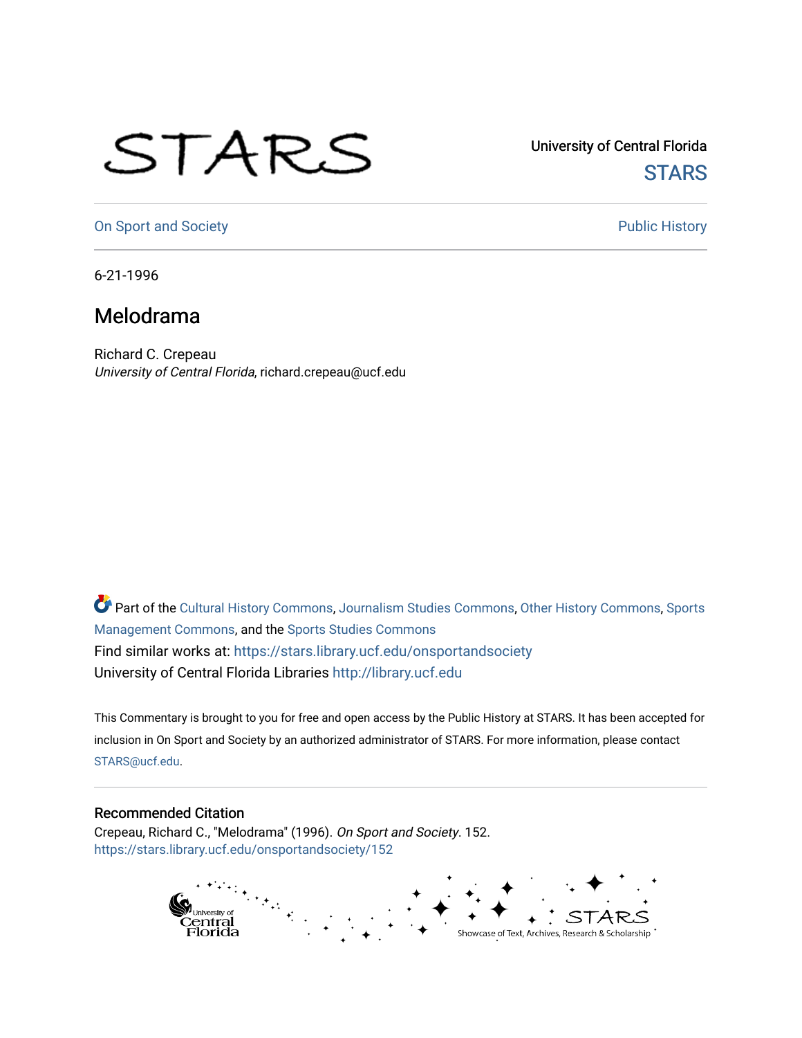University of Central Florida

STARS

On Sport and Society

Public History

6-21-1996

# Melodrama

Richard C. Crepeau
*University of Central Florida*, richard.crepeau@ucf.edu

Part of the Cultural History Commons, Journalism Studies Commons, Other History Commons, Sports Management Commons, and the Sports Studies Commons
Find similar works at: https://stars.library.ucf.edu/onsportandsociety
University of Central Florida Libraries http://library.ucf.edu

This Commentary is brought to you for free and open access by the Public History at STARS. It has been accepted for inclusion in On Sport and Society by an authorized administrator of STARS. For more information, please contact STARS@ucf.edu.

## Recommended Citation

Crepeau, Richard C., "Melodrama" (1996). *On Sport and Society*. 152.
https://stars.library.ucf.edu/onsportandsociety/152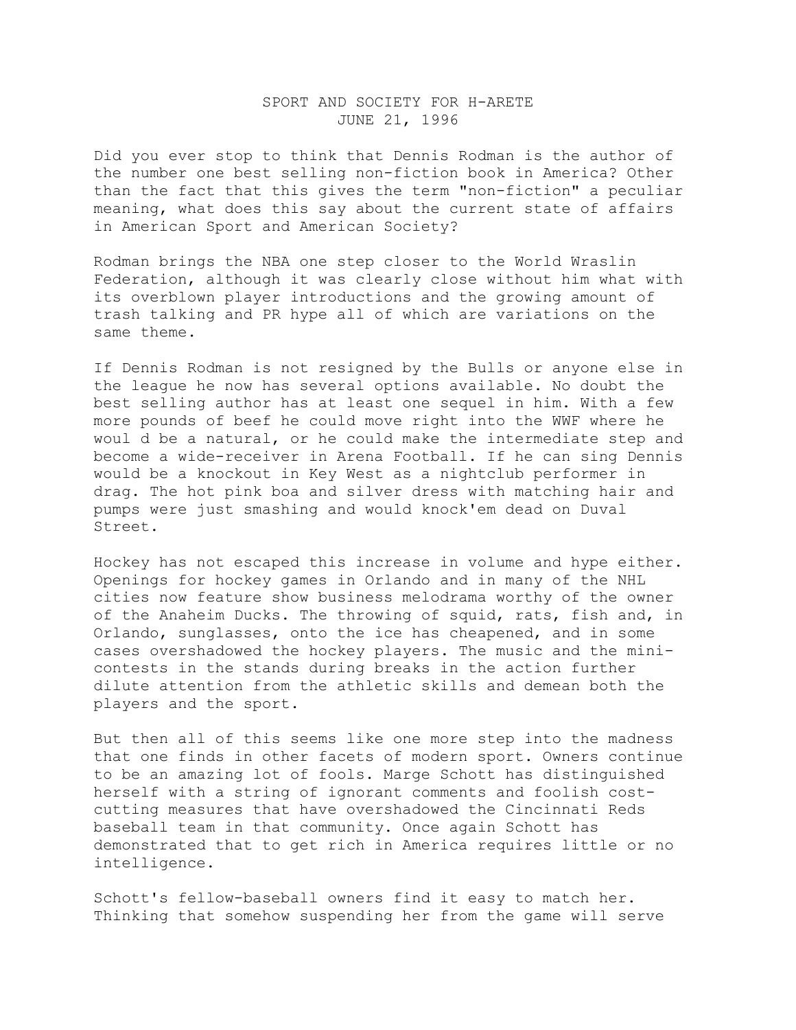SPORT AND SOCIETY FOR H-ARETE
JUNE 21, 1996

Did you ever stop to think that Dennis Rodman is the author of the number one best selling non-fiction book in America? Other than the fact that this gives the term "non-fiction" a peculiar meaning, what does this say about the current state of affairs in American Sport and American Society?

Rodman brings the NBA one step closer to the World Wraslin Federation, although it was clearly close without him what with its overblown player introductions and the growing amount of trash talking and PR hype all of which are variations on the same theme.

If Dennis Rodman is not resigned by the Bulls or anyone else in the league he now has several options available. No doubt the best selling author has at least one sequel in him. With a few more pounds of beef he could move right into the WWF where he woul d be a natural, or he could make the intermediate step and become a wide-receiver in Arena Football. If he can sing Dennis would be a knockout in Key West as a nightclub performer in drag. The hot pink boa and silver dress with matching hair and pumps were just smashing and would knock'em dead on Duval Street.

Hockey has not escaped this increase in volume and hype either. Openings for hockey games in Orlando and in many of the NHL cities now feature show business melodrama worthy of the owner of the Anaheim Ducks. The throwing of squid, rats, fish and, in Orlando, sunglasses, onto the ice has cheapened, and in some cases overshadowed the hockey players. The music and the mini-contests in the stands during breaks in the action further dilute attention from the athletic skills and demean both the players and the sport.

But then all of this seems like one more step into the madness that one finds in other facets of modern sport. Owners continue to be an amazing lot of fools. Marge Schott has distinguished herself with a string of ignorant comments and foolish cost-cutting measures that have overshadowed the Cincinnati Reds baseball team in that community. Once again Schott has demonstrated that to get rich in America requires little or no intelligence.

Schott's fellow-baseball owners find it easy to match her. Thinking that somehow suspending her from the game will serve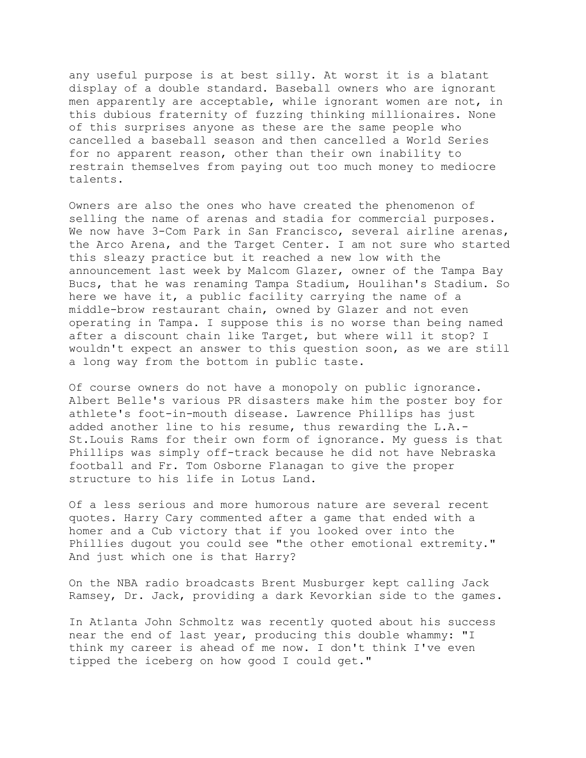any useful purpose is at best silly. At worst it is a blatant display of a double standard. Baseball owners who are ignorant men apparently are acceptable, while ignorant women are not, in this dubious fraternity of fuzzing thinking millionaires. None of this surprises anyone as these are the same people who cancelled a baseball season and then cancelled a World Series for no apparent reason, other than their own inability to restrain themselves from paying out too much money to mediocre talents.

Owners are also the ones who have created the phenomenon of selling the name of arenas and stadia for commercial purposes. We now have 3-Com Park in San Francisco, several airline arenas, the Arco Arena, and the Target Center. I am not sure who started this sleazy practice but it reached a new low with the announcement last week by Malcom Glazer, owner of the Tampa Bay Bucs, that he was renaming Tampa Stadium, Houlihan's Stadium. So here we have it, a public facility carrying the name of a middle-brow restaurant chain, owned by Glazer and not even operating in Tampa. I suppose this is no worse than being named after a discount chain like Target, but where will it stop? I wouldn't expect an answer to this question soon, as we are still a long way from the bottom in public taste.

Of course owners do not have a monopoly on public ignorance. Albert Belle's various PR disasters make him the poster boy for athlete's foot-in-mouth disease. Lawrence Phillips has just added another line to his resume, thus rewarding the L.A.-St.Louis Rams for their own form of ignorance. My guess is that Phillips was simply off-track because he did not have Nebraska football and Fr. Tom Osborne Flanagan to give the proper structure to his life in Lotus Land.

Of a less serious and more humorous nature are several recent quotes. Harry Cary commented after a game that ended with a homer and a Cub victory that if you looked over into the Phillies dugout you could see "the other emotional extremity." And just which one is that Harry?

On the NBA radio broadcasts Brent Musburger kept calling Jack Ramsey, Dr. Jack, providing a dark Kevorkian side to the games.

In Atlanta John Schmoltz was recently quoted about his success near the end of last year, producing this double whammy: "I think my career is ahead of me now. I don't think I've even tipped the iceberg on how good I could get."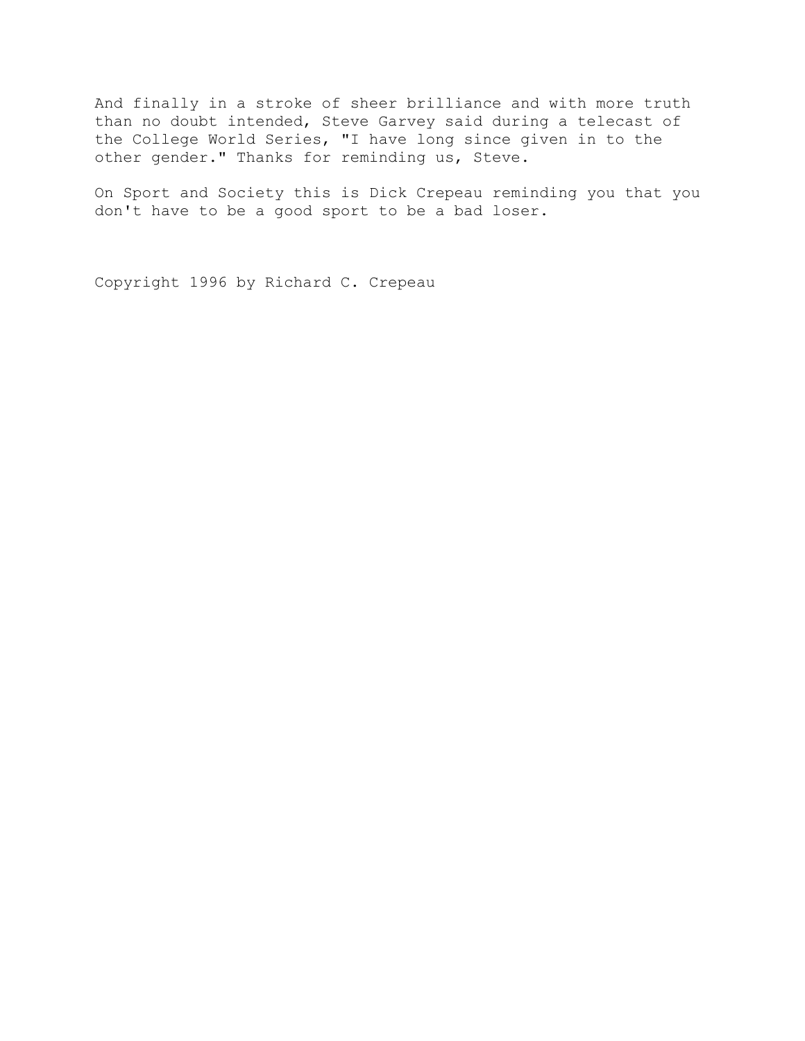And finally in a stroke of sheer brilliance and with more truth than no doubt intended, Steve Garvey said during a telecast of the College World Series, "I have long since given in to the other gender." Thanks for reminding us, Steve.

On Sport and Society this is Dick Crepeau reminding you that you don't have to be a good sport to be a bad loser.

Copyright 1996 by Richard C. Crepeau